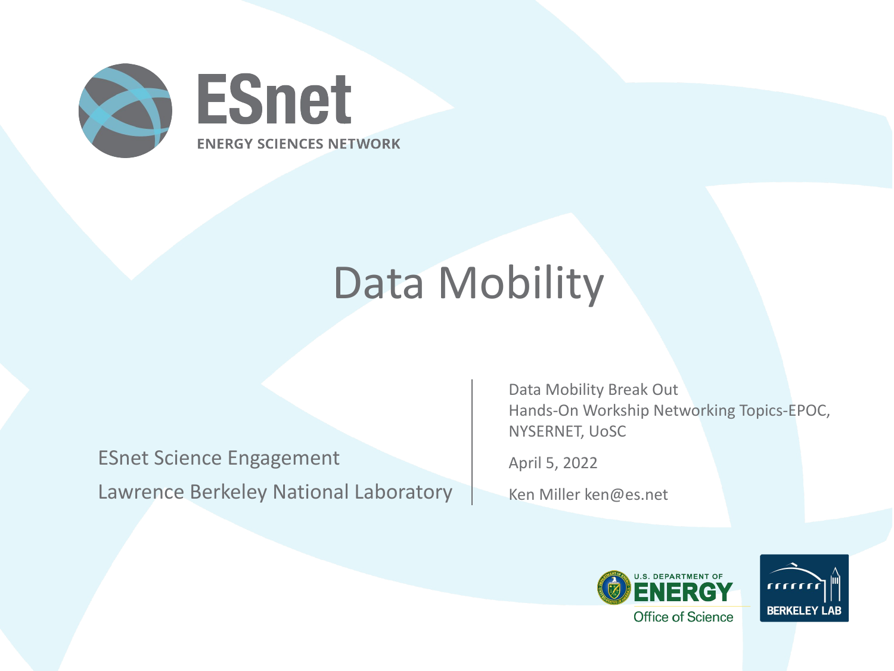ESnet

ENERGY SCIENCES NETWORK

# Data Mobility

ESnet Science Engagement

Lawrence Berkeley National Laboratory

Data Mobility Break Out
Hands-On Workship Networking Topics-EPOC, NYSERNET, UoSC

April 5, 2022

Ken Miller ken@es.net

U.S. DEPARTMENT OF ENERGY
Office of Science

BERKELEY LAB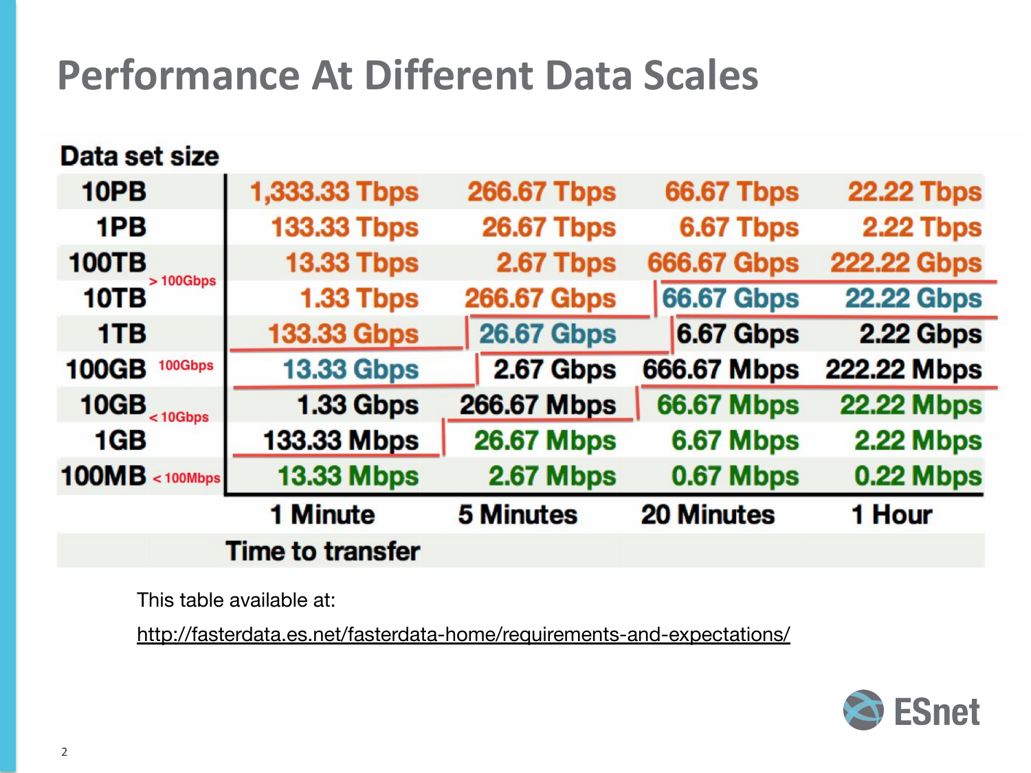# Performance At Different Data Scales

| Data set size | 1 Minute | 5 Minutes | 20 Minutes | 1 Hour |
|---|---|---|---|---|
| 10PB | 1,333.33 Tbps | 266.67 Tbps | 66.67 Tbps | 22.22 Tbps |
| 1PB | 133.33 Tbps | 26.67 Tbps | 6.67 Tbps | 2.22 Tbps |
| 100TB | 13.33 Tbps | 2.67 Tbps | 666.67 Gbps | 222.22 Gbps |
| 10TB | 1.33 Tbps | 266.67 Gbps | 66.67 Gbps | 22.22 Gbps |
| 1TB | 133.33 Gbps | 26.67 Gbps | 6.67 Gbps | 2.22 Gbps |
| 100GB | 13.33 Gbps | 2.67 Gbps | 666.67 Mbps | 222.22 Mbps |
| 10GB | 1.33 Gbps | 266.67 Mbps | 66.67 Mbps | 22.22 Mbps |
| 1GB | 133.33 Mbps | 26.67 Mbps | 6.67 Mbps | 2.22 Mbps |
| 100MB | 13.33 Mbps | 2.67 Mbps | 0.67 Mbps | 0.22 Mbps |
| | **Time to transfer** | | | |

Legend: > 100Gbps; 100Gbps; < 10Gbps; < 100Mbps

This table available at:

http://fasterdata.es.net/fasterdata-home/requirements-and-expectations/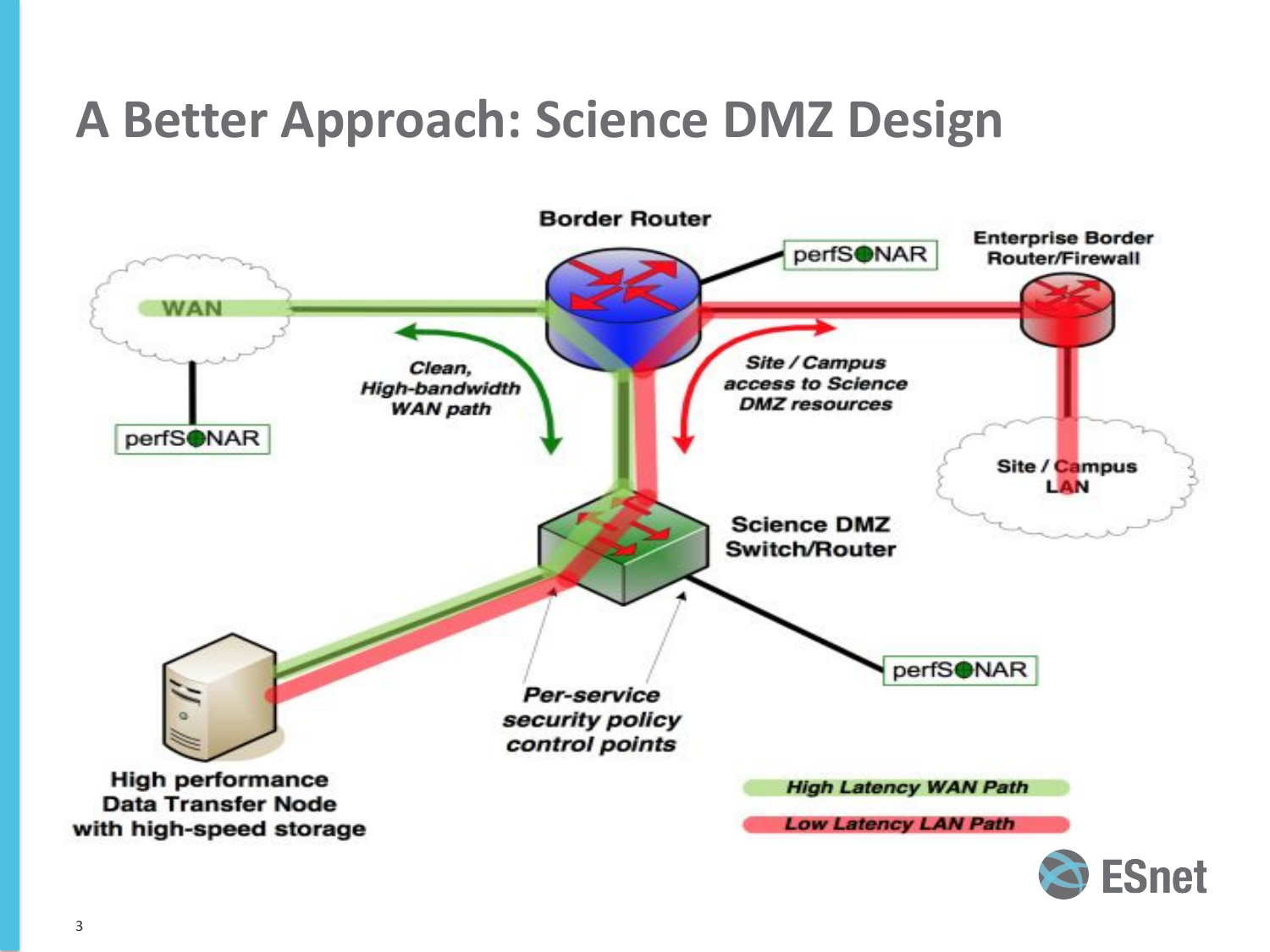# A Better Approach: Science DMZ Design

Border Router

perfSONAR

Enterprise Border Router/Firewall

WAN

*Clean, High-bandwidth WAN path*

*Site / Campus access to Science DMZ resources*

perfSONAR

Site / Campus LAN

Science DMZ Switch/Router

perfSONAR

*Per-service security policy control points*

High performance Data Transfer Node with high-speed storage

*High Latency WAN Path*

*Low Latency LAN Path*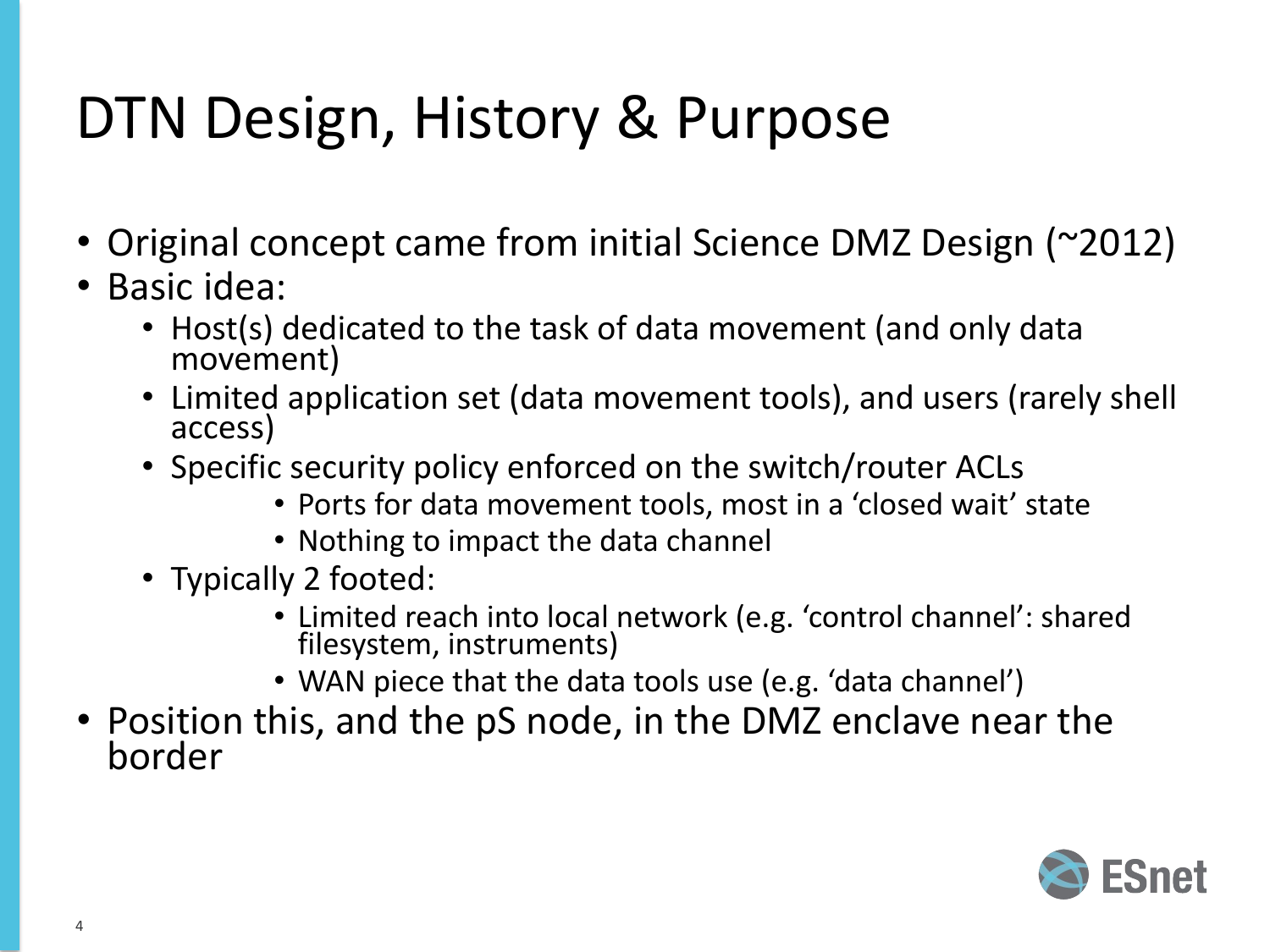# DTN Design, History & Purpose

- Original concept came from initial Science DMZ Design (~2012)
- Basic idea:
  - Host(s) dedicated to the task of data movement (and only data movement)
  - Limited application set (data movement tools), and users (rarely shell access)
  - Specific security policy enforced on the switch/router ACLs
    - Ports for data movement tools, most in a 'closed wait' state
    - Nothing to impact the data channel
  - Typically 2 footed:
    - Limited reach into local network (e.g. 'control channel': shared filesystem, instruments)
    - WAN piece that the data tools use (e.g. 'data channel')
- Position this, and the pS node, in the DMZ enclave near the border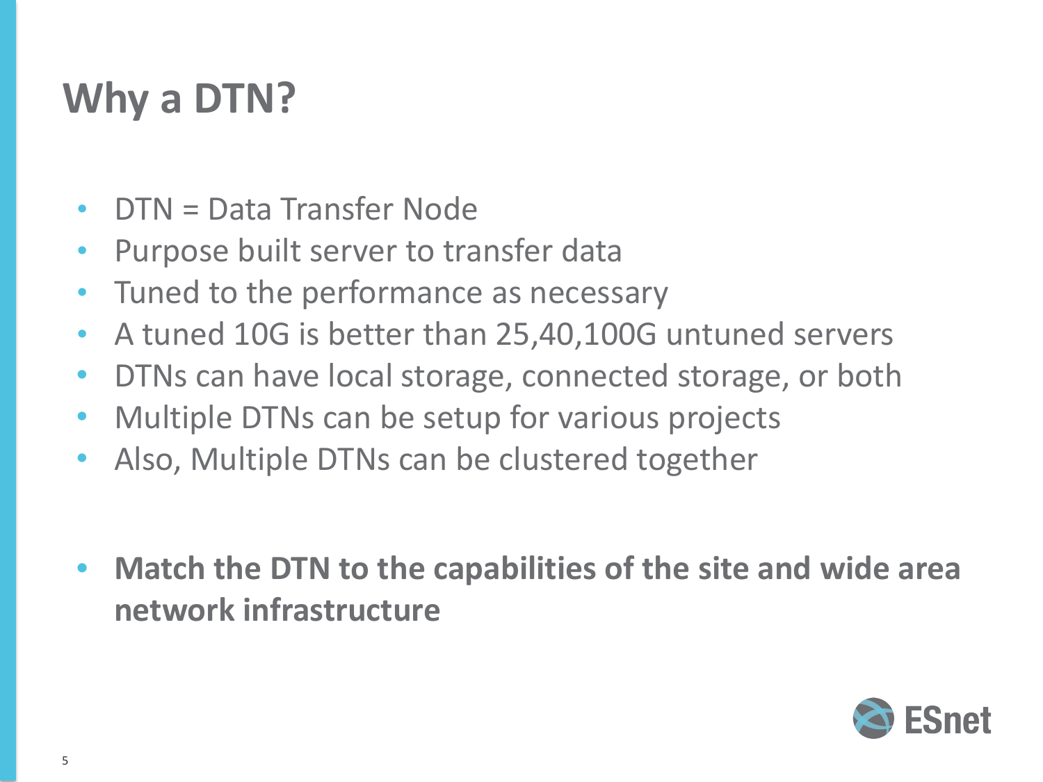# Why a DTN?

- DTN = Data Transfer Node
- Purpose built server to transfer data
- Tuned to the performance as necessary
- A tuned 10G is better than 25,40,100G untuned servers
- DTNs can have local storage, connected storage, or both
- Multiple DTNs can be setup for various projects
- Also, Multiple DTNs can be clustered together

- **Match the DTN to the capabilities of the site and wide area network infrastructure**

ESnet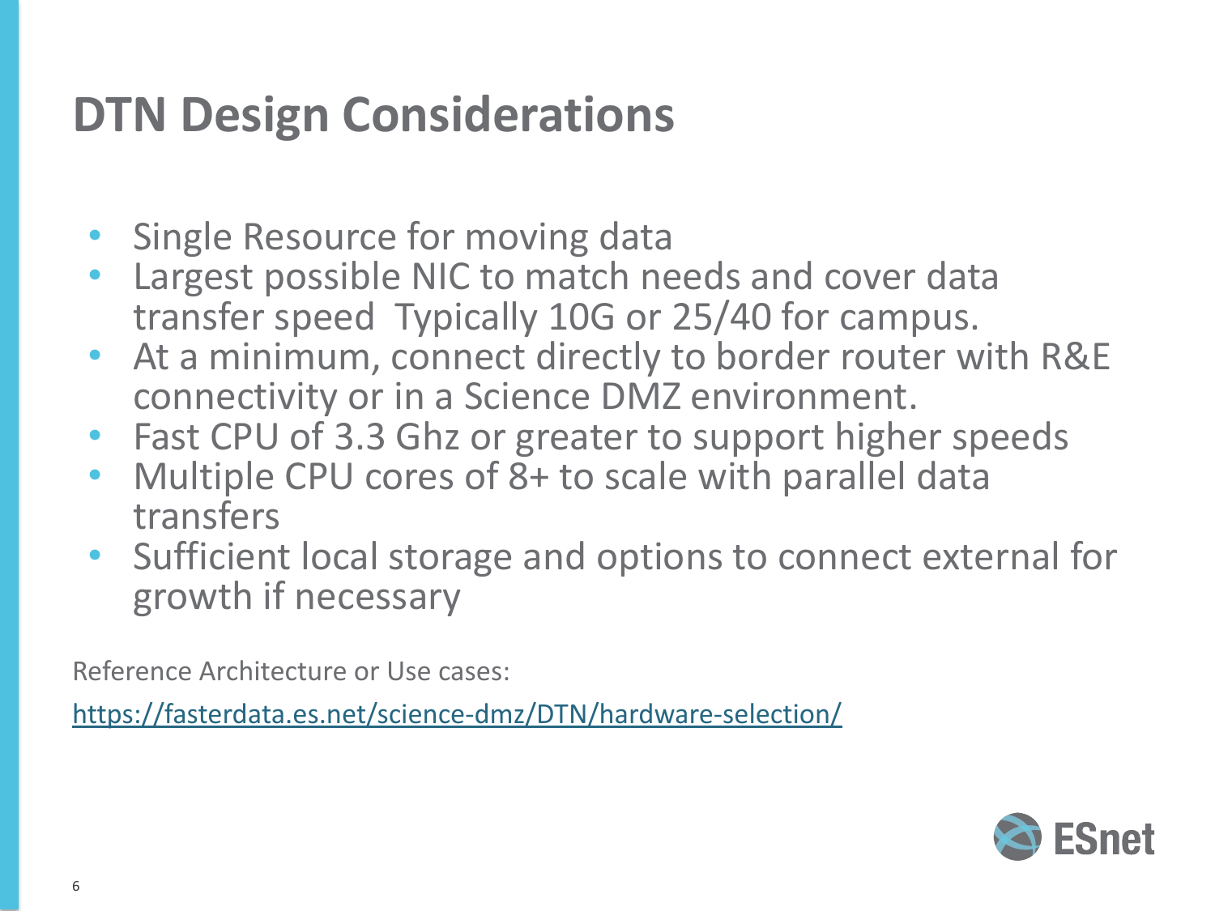# DTN Design Considerations

- Single Resource for moving data
- Largest possible NIC to match needs and cover data transfer speed  Typically 10G or 25/40 for campus.
- At a minimum, connect directly to border router with R&E connectivity or in a Science DMZ environment.
- Fast CPU of 3.3 Ghz or greater to support higher speeds
- Multiple CPU cores of 8+ to scale with parallel data transfers
- Sufficient local storage and options to connect external for growth if necessary

Reference Architecture or Use cases:

https://fasterdata.es.net/science-dmz/DTN/hardware-selection/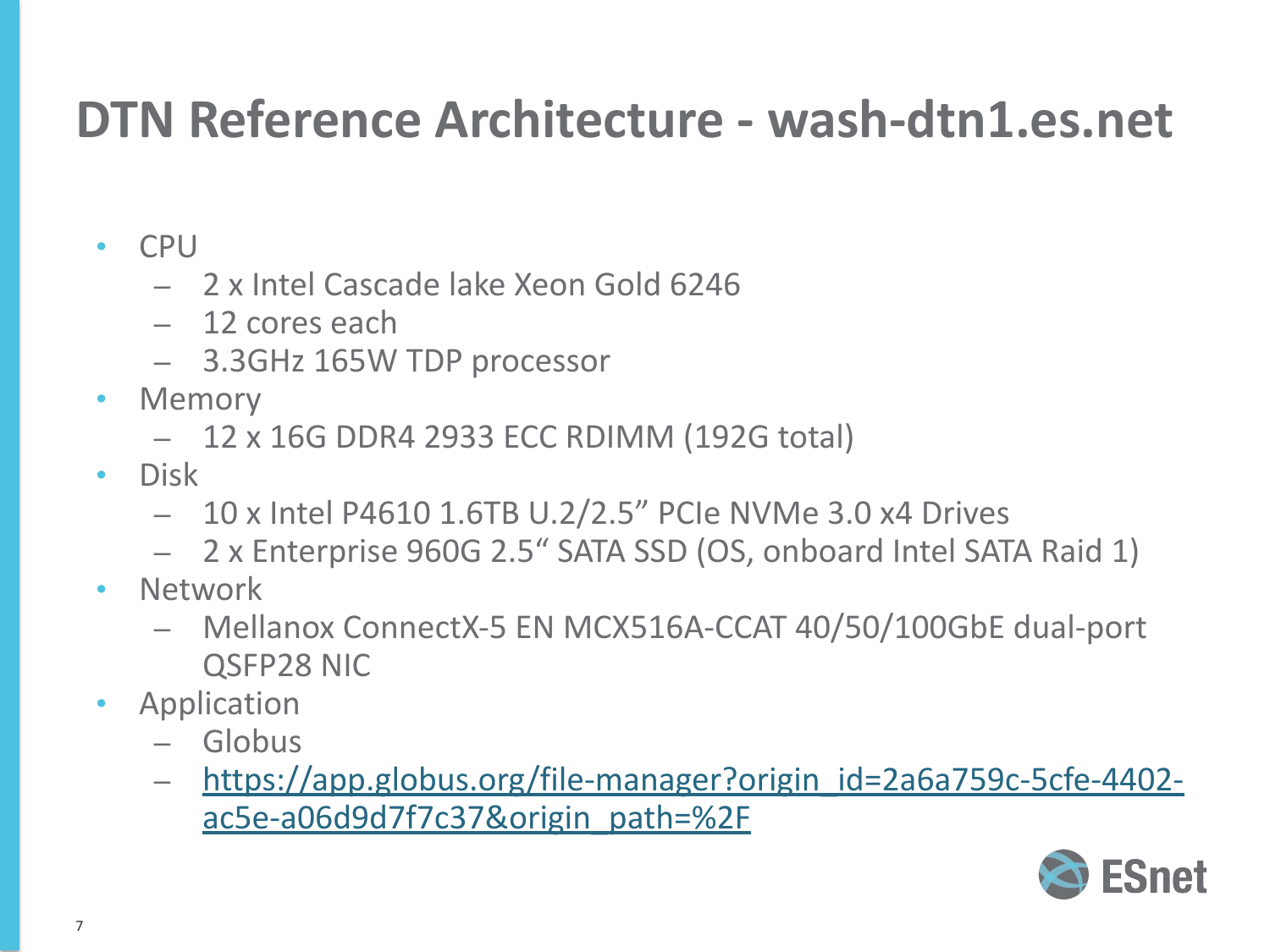# DTN Reference Architecture - wash-dtn1.es.net

- CPU
  - 2 x Intel Cascade lake Xeon Gold 6246
  - 12 cores each
  - 3.3GHz 165W TDP processor
- Memory
  - 12 x 16G DDR4 2933 ECC RDIMM (192G total)
- Disk
  - 10 x Intel P4610 1.6TB U.2/2.5" PCIe NVMe 3.0 x4 Drives
  - 2 x Enterprise 960G 2.5" SATA SSD (OS, onboard Intel SATA Raid 1)
- Network
  - Mellanox ConnectX-5 EN MCX516A-CCAT 40/50/100GbE dual-port QSFP28 NIC
- Application
  - Globus
  - [https://app.globus.org/file-manager?origin_id=2a6a759c-5cfe-4402-ac5e-a06d9d7f7c37&origin_path=%2F](https://app.globus.org/file-manager?origin_id=2a6a759c-5cfe-4402-ac5e-a06d9d7f7c37&origin_path=%2F)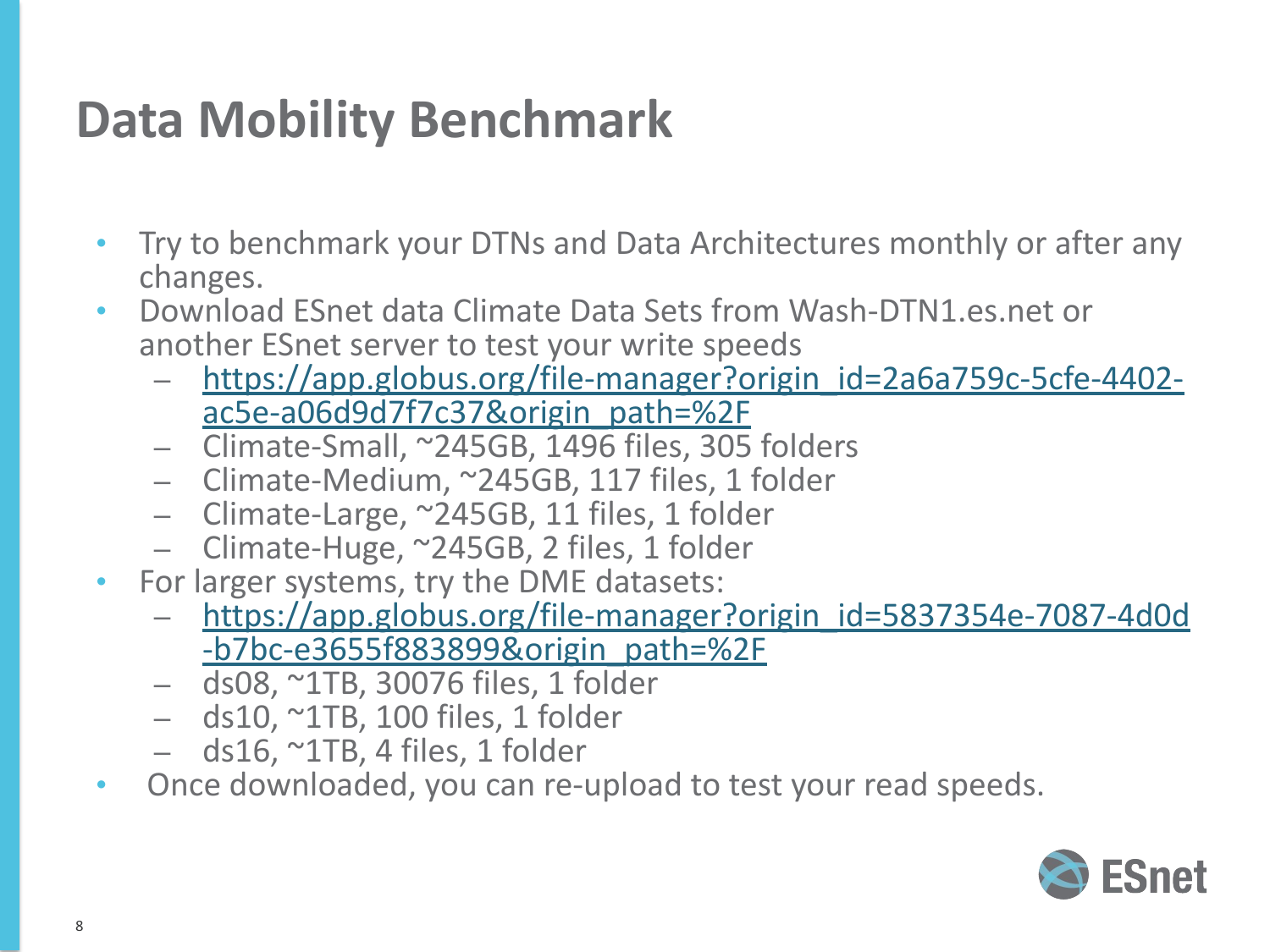# Data Mobility Benchmark

- Try to benchmark your DTNs and Data Architectures monthly or after any changes.
- Download ESnet data Climate Data Sets from Wash-DTN1.es.net or another ESnet server to test your write speeds
  - https://app.globus.org/file-manager?origin_id=2a6a759c-5cfe-4402-ac5e-a06d9d7f7c37&origin_path=%2F
  - Climate-Small, ~245GB, 1496 files, 305 folders
  - Climate-Medium, ~245GB, 117 files, 1 folder
  - Climate-Large, ~245GB, 11 files, 1 folder
  - Climate-Huge, ~245GB, 2 files, 1 folder
- For larger systems, try the DME datasets:
  - https://app.globus.org/file-manager?origin_id=5837354e-7087-4d0d-b7bc-e3655f883899&origin_path=%2F
  - ds08, ~1TB, 30076 files, 1 folder
  - ds10, ~1TB, 100 files, 1 folder
  - ds16, ~1TB, 4 files, 1 folder
- Once downloaded, you can re-upload to test your read speeds.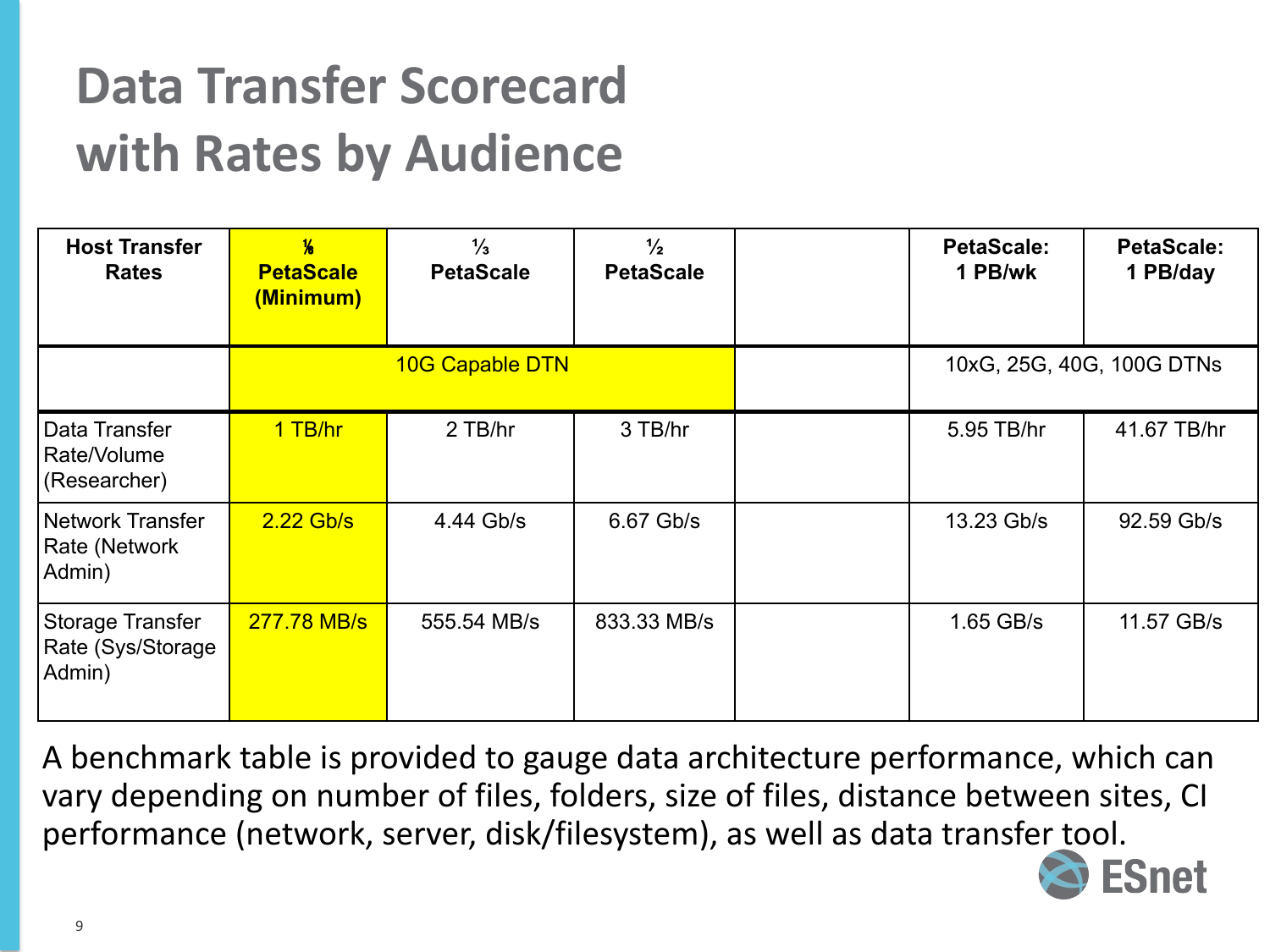# Data Transfer Scorecard with Rates by Audience

| Host Transfer Rates | ⅛ PetaScale (Minimum) | ⅓ PetaScale | ½ PetaScale | | PetaScale: 1 PB/wk | PetaScale: 1 PB/day |
|---|---|---|---|---|---|---|
| | 10G Capable DTN | | | | 10xG, 25G, 40G, 100G DTNs | |
| Data Transfer Rate/Volume (Researcher) | 1 TB/hr | 2 TB/hr | 3 TB/hr | | 5.95 TB/hr | 41.67 TB/hr |
| Network Transfer Rate (Network Admin) | 2.22 Gb/s | 4.44 Gb/s | 6.67 Gb/s | | 13.23 Gb/s | 92.59 Gb/s |
| Storage Transfer Rate (Sys/Storage Admin) | 277.78 MB/s | 555.54 MB/s | 833.33 MB/s | | 1.65 GB/s | 11.57 GB/s |

A benchmark table is provided to gauge data architecture performance, which can vary depending on number of files, folders, size of files, distance between sites, CI performance (network, server, disk/filesystem), as well as data transfer tool.

ESnet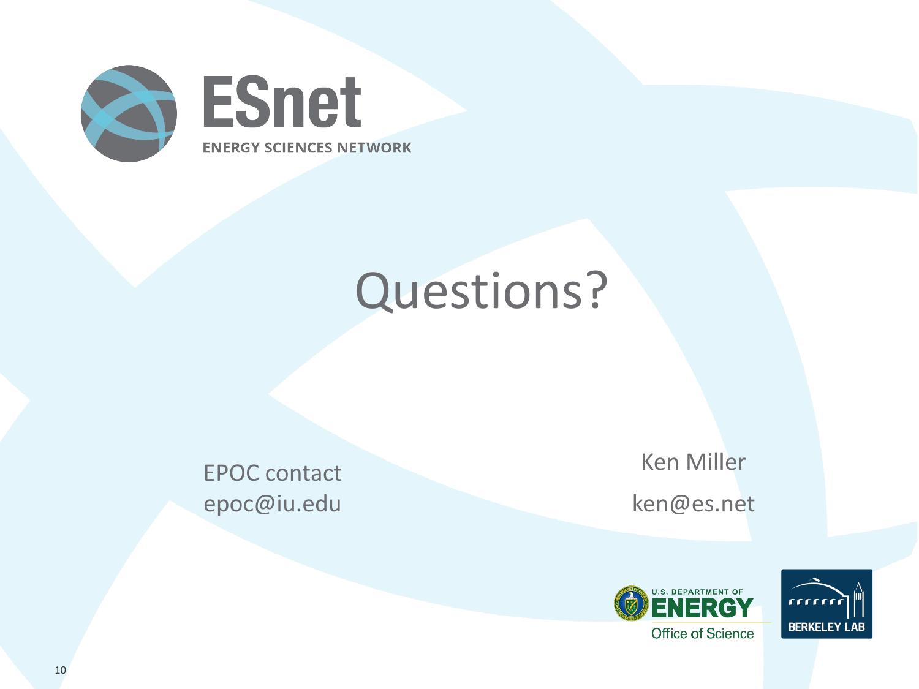ESnet

ENERGY SCIENCES NETWORK

# Questions?

EPOC contact
epoc@iu.edu

Ken Miller

ken@es.net

U.S. DEPARTMENT OF ENERGY
Office of Science

BERKELEY LAB